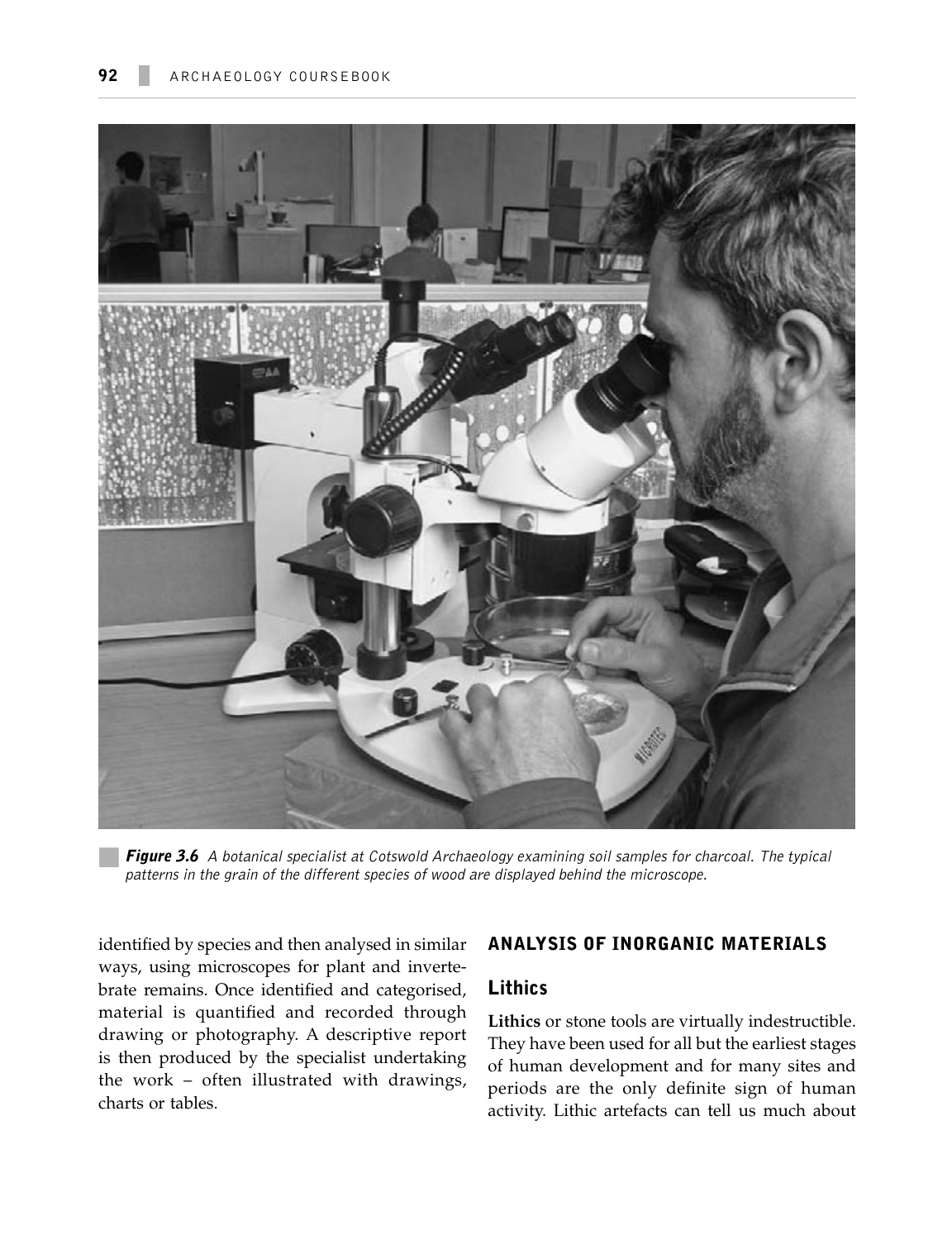*Figure 3.6* A botanical specialist at Cotswold Archaeology examining soil samples for charcoal. The typical patterns in the grain of the different species of wood are displayed behind the microscope.

identified by species and then analysed in similar ways, using microscopes for plant and invertebrate remains. Once identified and categorised, material is quantified and recorded through drawing or photography. A descriptive report is then produced by the specialist undertaking the work – often illustrated with drawings, charts or tables.

## ANALYSIS OF INORGANIC MATERIALS

### Lithics

**Lithics** or stone tools are virtually indestructible. They have been used for all but the earliest stages of human development and for many sites and periods are the only definite sign of human activity. Lithic artefacts can tell us much about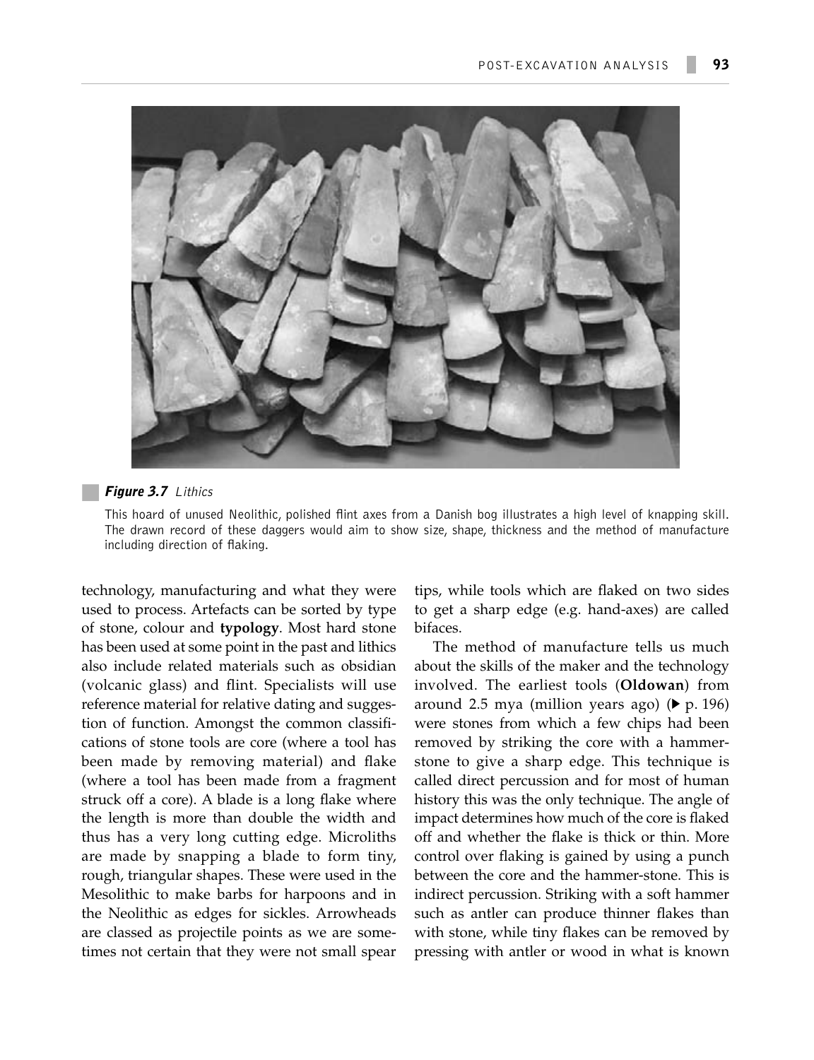**Figure 3.7** *Lithics*

This hoard of unused Neolithic, polished flint axes from a Danish bog illustrates a high level of knapping skill. The drawn record of these daggers would aim to show size, shape, thickness and the method of manufacture including direction of flaking.

technology, manufacturing and what they were used to process. Artefacts can be sorted by type of stone, colour and **typology**. Most hard stone has been used at some point in the past and lithics also include related materials such as obsidian (volcanic glass) and flint. Specialists will use reference material for relative dating and suggestion of function. Amongst the common classifications of stone tools are core (where a tool has been made by removing material) and flake (where a tool has been made from a fragment struck off a core). A blade is a long flake where the length is more than double the width and thus has a very long cutting edge. Microliths are made by snapping a blade to form tiny, rough, triangular shapes. These were used in the Mesolithic to make barbs for harpoons and in the Neolithic as edges for sickles. Arrowheads are classed as projectile points as we are sometimes not certain that they were not small spear tips, while tools which are flaked on two sides to get a sharp edge (e.g. hand-axes) are called bifaces.

The method of manufacture tells us much about the skills of the maker and the technology involved. The earliest tools (**Oldowan**) from around 2.5 mya (million years ago) (▶ p. 196) were stones from which a few chips had been removed by striking the core with a hammerstone to give a sharp edge. This technique is called direct percussion and for most of human history this was the only technique. The angle of impact determines how much of the core is flaked off and whether the flake is thick or thin. More control over flaking is gained by using a punch between the core and the hammer-stone. This is indirect percussion. Striking with a soft hammer such as antler can produce thinner flakes than with stone, while tiny flakes can be removed by pressing with antler or wood in what is known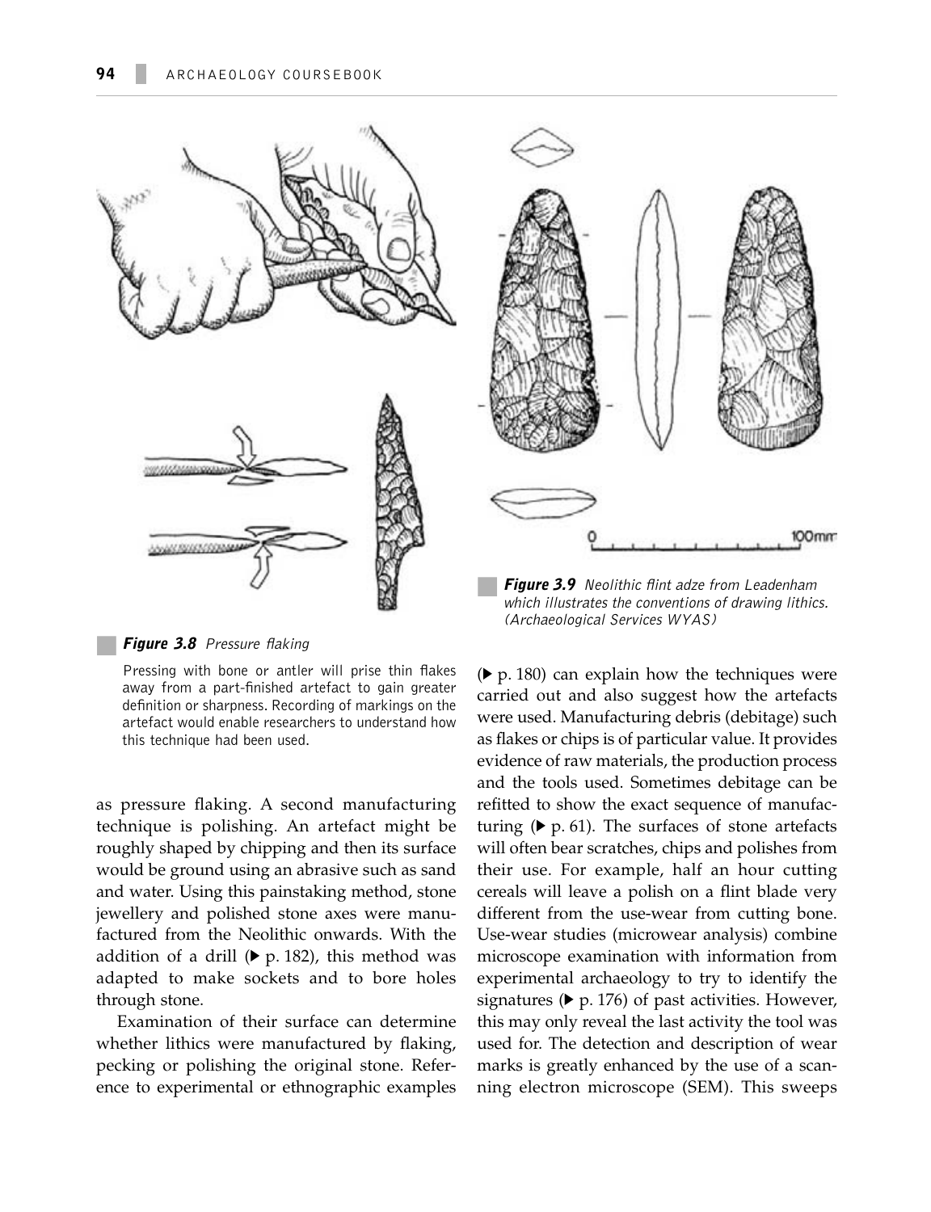**Figure 3.8** *Pressure flaking*

Pressing with bone or antler will prise thin flakes away from a part-finished artefact to gain greater definition or sharpness. Recording of markings on the artefact would enable researchers to understand how this technique had been used.

**Figure 3.9** *Neolithic flint adze from Leadenham which illustrates the conventions of drawing lithics. (Archaeological Services WYAS)*

as pressure flaking. A second manufacturing technique is polishing. An artefact might be roughly shaped by chipping and then its surface would be ground using an abrasive such as sand and water. Using this painstaking method, stone jewellery and polished stone axes were manufactured from the Neolithic onwards. With the addition of a drill (▶ p. 182), this method was adapted to make sockets and to bore holes through stone.

Examination of their surface can determine whether lithics were manufactured by flaking, pecking or polishing the original stone. Reference to experimental or ethnographic examples (▶ p. 180) can explain how the techniques were carried out and also suggest how the artefacts were used. Manufacturing debris (debitage) such as flakes or chips is of particular value. It provides evidence of raw materials, the production process and the tools used. Sometimes debitage can be refitted to show the exact sequence of manufacturing (▶ p. 61). The surfaces of stone artefacts will often bear scratches, chips and polishes from their use. For example, half an hour cutting cereals will leave a polish on a flint blade very different from the use-wear from cutting bone. Use-wear studies (microwear analysis) combine microscope examination with information from experimental archaeology to try to identify the signatures (▶ p. 176) of past activities. However, this may only reveal the last activity the tool was used for. The detection and description of wear marks is greatly enhanced by the use of a scanning electron microscope (SEM). This sweeps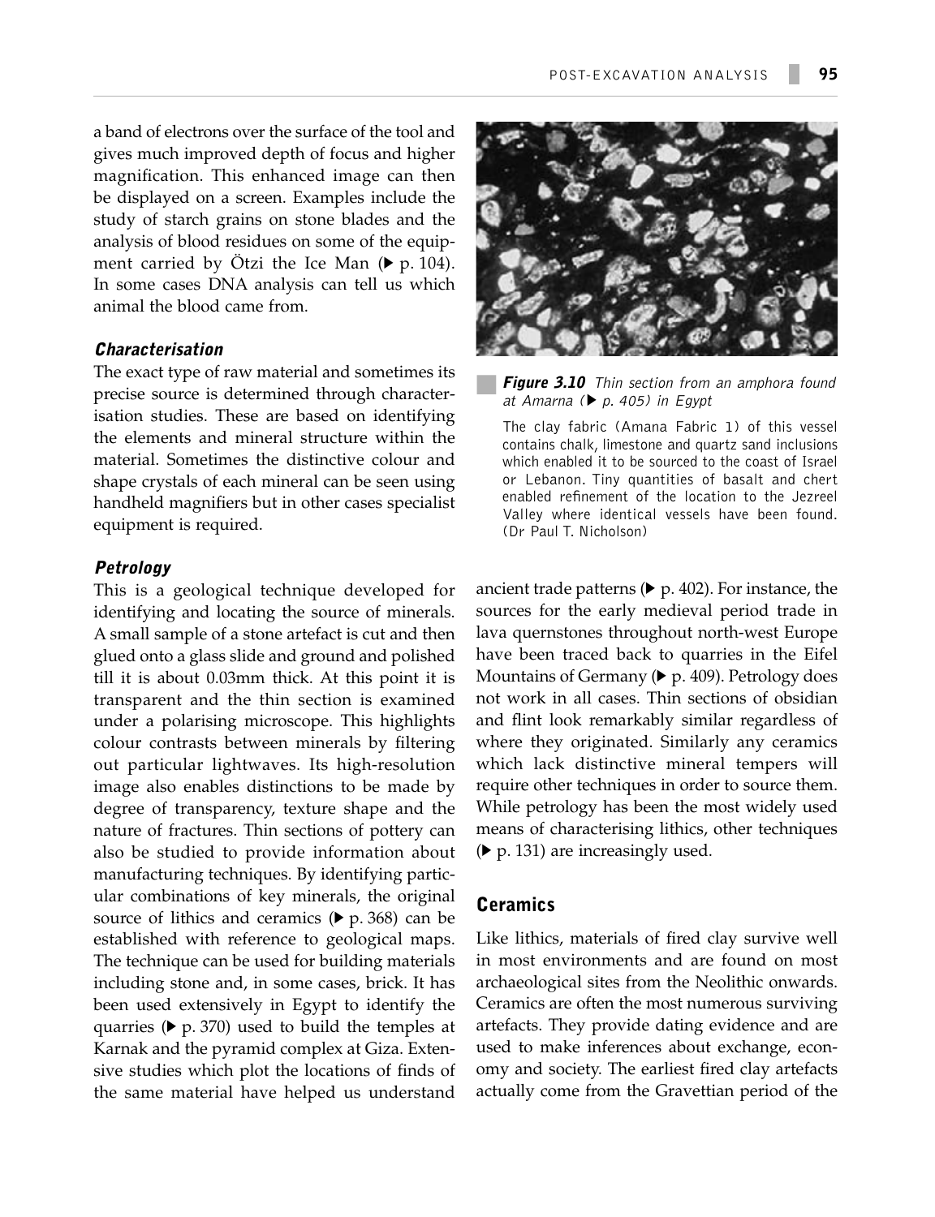a band of electrons over the surface of the tool and gives much improved depth of focus and higher magnification. This enhanced image can then be displayed on a screen. Examples include the study of starch grains on stone blades and the analysis of blood residues on some of the equipment carried by Ötzi the Ice Man (▶ p. 104). In some cases DNA analysis can tell us which animal the blood came from.

### *Characterisation*

The exact type of raw material and sometimes its precise source is determined through characterisation studies. These are based on identifying the elements and mineral structure within the material. Sometimes the distinctive colour and shape crystals of each mineral can be seen using handheld magnifiers but in other cases specialist equipment is required.

### *Petrology*

This is a geological technique developed for identifying and locating the source of minerals. A small sample of a stone artefact is cut and then glued onto a glass slide and ground and polished till it is about 0.03mm thick. At this point it is transparent and the thin section is examined under a polarising microscope. This highlights colour contrasts between minerals by filtering out particular lightwaves. Its high-resolution image also enables distinctions to be made by degree of transparency, texture shape and the nature of fractures. Thin sections of pottery can also be studied to provide information about manufacturing techniques. By identifying particular combinations of key minerals, the original source of lithics and ceramics (▶ p. 368) can be established with reference to geological maps. The technique can be used for building materials including stone and, in some cases, brick. It has been used extensively in Egypt to identify the quarries (▶ p. 370) used to build the temples at Karnak and the pyramid complex at Giza. Extensive studies which plot the locations of finds of the same material have helped us understand ancient trade patterns (▶ p. 402). For instance, the sources for the early medieval period trade in lava quernstones throughout north-west Europe have been traced back to quarries in the Eifel Mountains of Germany (▶ p. 409). Petrology does not work in all cases. Thin sections of obsidian and flint look remarkably similar regardless of where they originated. Similarly any ceramics which lack distinctive mineral tempers will require other techniques in order to source them. While petrology has been the most widely used means of characterising lithics, other techniques (▶ p. 131) are increasingly used.

**Figure 3.10** *Thin section from an amphora found at Amarna (▶ p. 405) in Egypt*

The clay fabric (Amana Fabric 1) of this vessel contains chalk, limestone and quartz sand inclusions which enabled it to be sourced to the coast of Israel or Lebanon. Tiny quantities of basalt and chert enabled refinement of the location to the Jezreel Valley where identical vessels have been found. (Dr Paul T. Nicholson)

## Ceramics

Like lithics, materials of fired clay survive well in most environments and are found on most archaeological sites from the Neolithic onwards. Ceramics are often the most numerous surviving artefacts. They provide dating evidence and are used to make inferences about exchange, economy and society. The earliest fired clay artefacts actually come from the Gravettian period of the